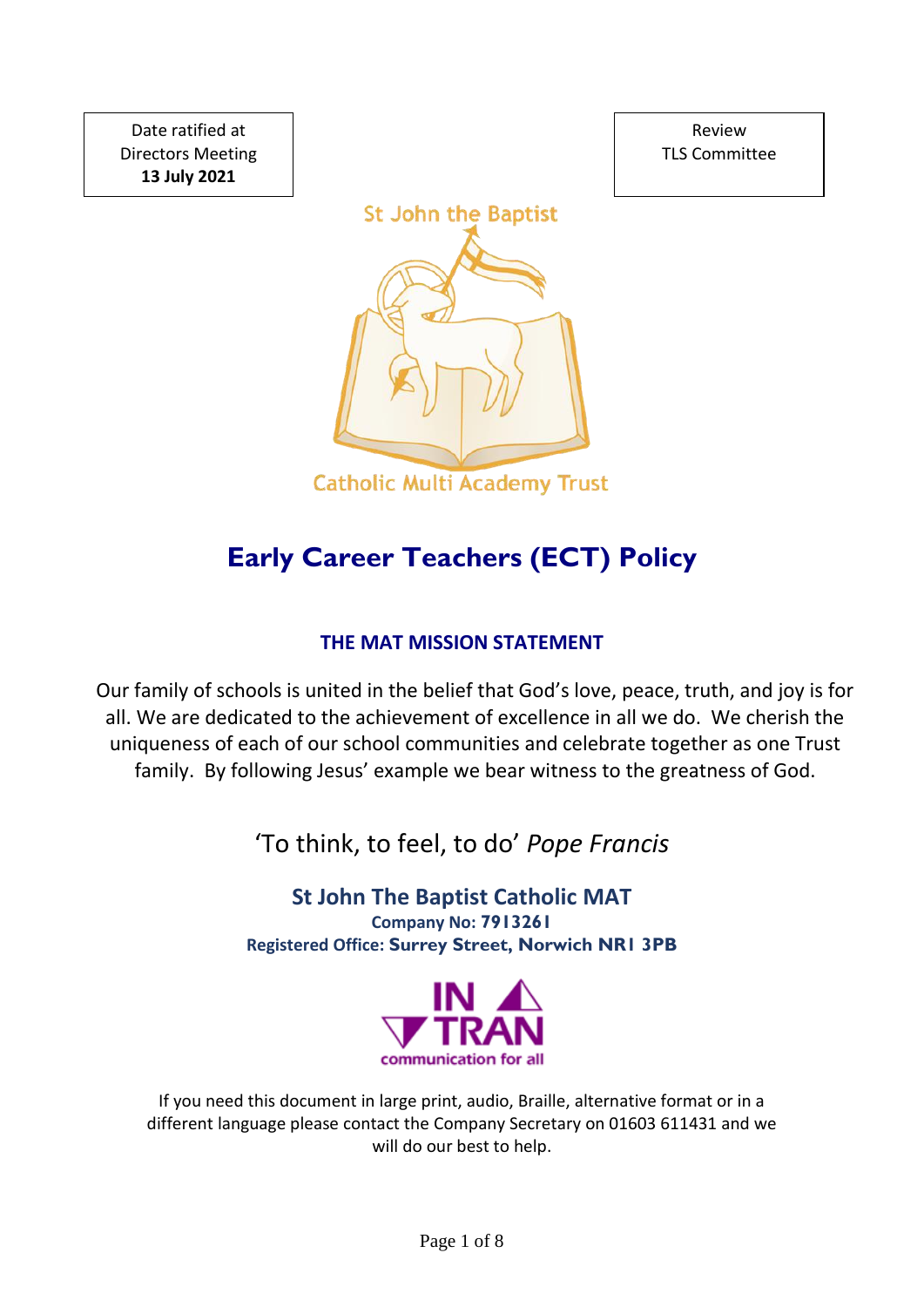| Date ratified at Directors Meeting **13 July 2021** |
| --- |

| Review TLS Committee |
| --- |

St John the Baptist

Catholic Multi Academy Trust

# Early Career Teachers (ECT) Policy

## THE MAT MISSION STATEMENT

Our family of schools is united in the belief that God's love, peace, truth, and joy is for all. We are dedicated to the achievement of excellence in all we do. We cherish the uniqueness of each of our school communities and celebrate together as one Trust family. By following Jesus' example we bear witness to the greatness of God.

'To think, to feel, to do' *Pope Francis*

**St John The Baptist Catholic MAT**
**Company No: 7913261**
**Registered Office: Surrey Street, Norwich NR1 3PB**

IN TRAN
communication for all

If you need this document in large print, audio, Braille, alternative format or in a different language please contact the Company Secretary on 01603 611431 and we will do our best to help.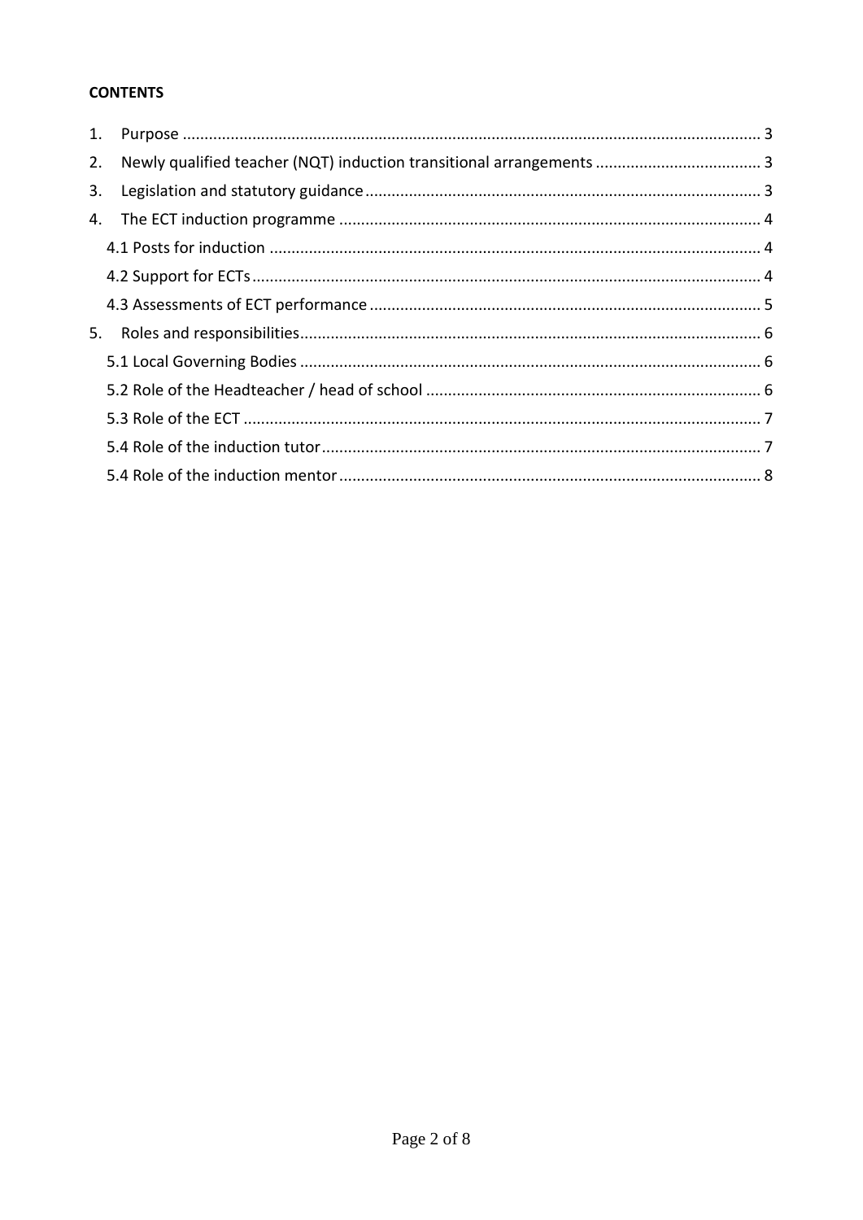**CONTENTS**

1. Purpose .................................................................................................................................. 3
2. Newly qualified teacher (NQT) induction transitional arrangements ...................................... 3
3. Legislation and statutory guidance .......................................................................................... 3
4. The ECT induction programme ................................................................................................ 4
   - 4.1 Posts for induction ............................................................................................................ 4
   - 4.2 Support for ECTs ................................................................................................................ 4
   - 4.3 Assessments of ECT performance ..................................................................................... 5
5. Roles and responsibilities ......................................................................................................... 6
   - 5.1 Local Governing Bodies ..................................................................................................... 6
   - 5.2 Role of the Headteacher / head of school ........................................................................ 6
   - 5.3 Role of the ECT .................................................................................................................. 7
   - 5.4 Role of the induction tutor ................................................................................................ 7
   - 5.4 Role of the induction mentor ............................................................................................ 8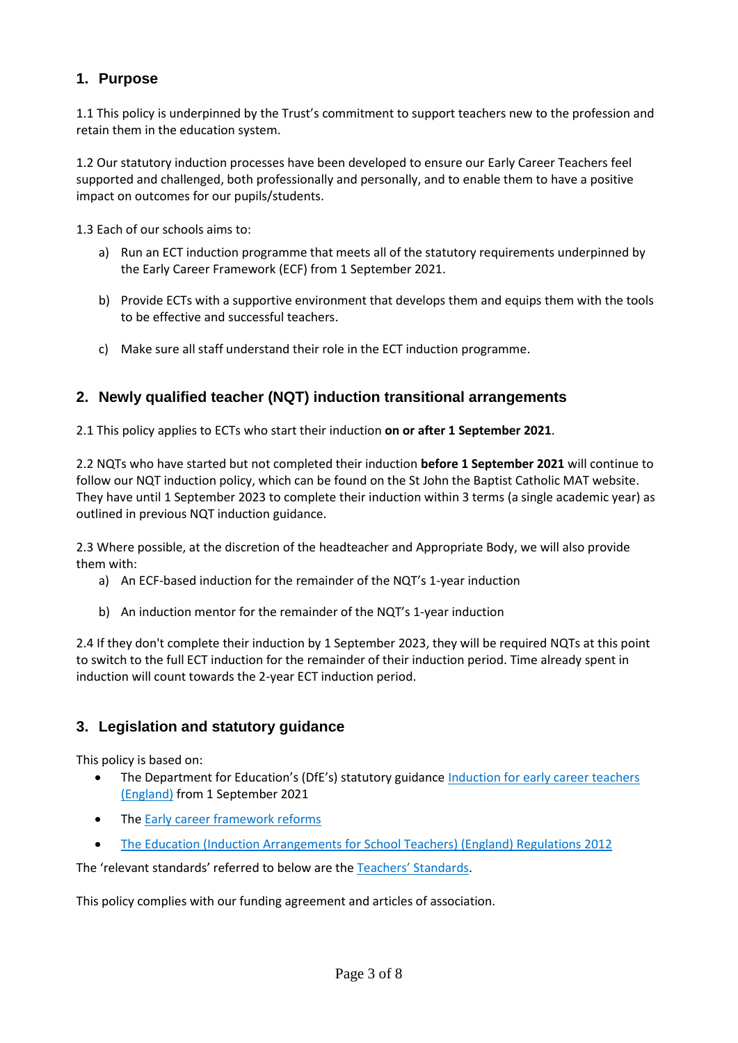## 1. Purpose

1.1 This policy is underpinned by the Trust's commitment to support teachers new to the profession and retain them in the education system.

1.2 Our statutory induction processes have been developed to ensure our Early Career Teachers feel supported and challenged, both professionally and personally, and to enable them to have a positive impact on outcomes for our pupils/students.

1.3 Each of our schools aims to:

a) Run an ECT induction programme that meets all of the statutory requirements underpinned by the Early Career Framework (ECF) from 1 September 2021.

b) Provide ECTs with a supportive environment that develops them and equips them with the tools to be effective and successful teachers.

c) Make sure all staff understand their role in the ECT induction programme.

## 2. Newly qualified teacher (NQT) induction transitional arrangements

2.1 This policy applies to ECTs who start their induction **on or after 1 September 2021**.

2.2 NQTs who have started but not completed their induction **before 1 September 2021** will continue to follow our NQT induction policy, which can be found on the St John the Baptist Catholic MAT website. They have until 1 September 2023 to complete their induction within 3 terms (a single academic year) as outlined in previous NQT induction guidance.

2.3 Where possible, at the discretion of the headteacher and Appropriate Body, we will also provide them with:

a) An ECF-based induction for the remainder of the NQT's 1-year induction

b) An induction mentor for the remainder of the NQT's 1-year induction

2.4 If they don't complete their induction by 1 September 2023, they will be required NQTs at this point to switch to the full ECT induction for the remainder of their induction period. Time already spent in induction will count towards the 2-year ECT induction period.

## 3. Legislation and statutory guidance

This policy is based on:

- The Department for Education's (DfE's) statutory guidance Induction for early career teachers (England) from 1 September 2021
- The Early career framework reforms
- The Education (Induction Arrangements for School Teachers) (England) Regulations 2012

The 'relevant standards' referred to below are the Teachers' Standards.

This policy complies with our funding agreement and articles of association.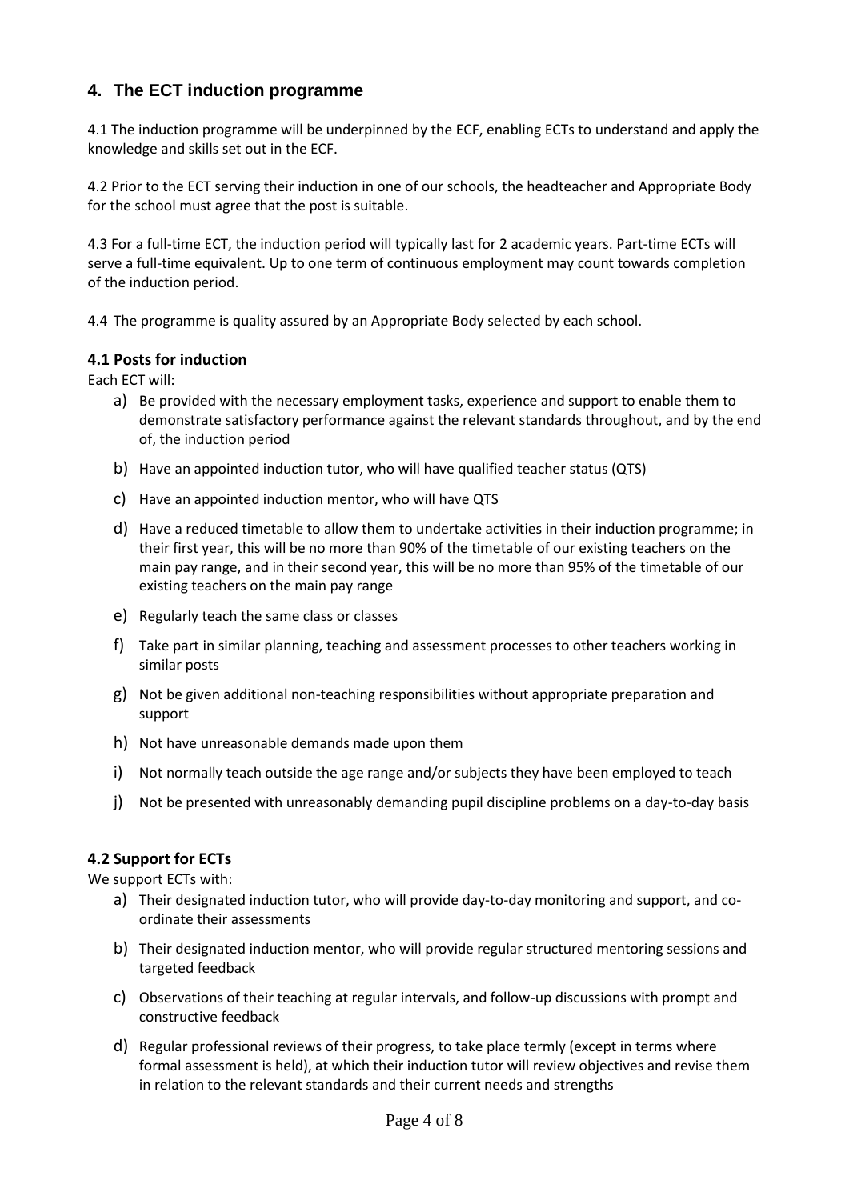## 4. The ECT induction programme

4.1 The induction programme will be underpinned by the ECF, enabling ECTs to understand and apply the knowledge and skills set out in the ECF.

4.2 Prior to the ECT serving their induction in one of our schools, the headteacher and Appropriate Body for the school must agree that the post is suitable.

4.3 For a full-time ECT, the induction period will typically last for 2 academic years. Part-time ECTs will serve a full-time equivalent. Up to one term of continuous employment may count towards completion of the induction period.

4.4 The programme is quality assured by an Appropriate Body selected by each school.

### 4.1 Posts for induction

Each ECT will:

a) Be provided with the necessary employment tasks, experience and support to enable them to demonstrate satisfactory performance against the relevant standards throughout, and by the end of, the induction period

b) Have an appointed induction tutor, who will have qualified teacher status (QTS)

c) Have an appointed induction mentor, who will have QTS

d) Have a reduced timetable to allow them to undertake activities in their induction programme; in their first year, this will be no more than 90% of the timetable of our existing teachers on the main pay range, and in their second year, this will be no more than 95% of the timetable of our existing teachers on the main pay range

e) Regularly teach the same class or classes

f) Take part in similar planning, teaching and assessment processes to other teachers working in similar posts

g) Not be given additional non-teaching responsibilities without appropriate preparation and support

h) Not have unreasonable demands made upon them

i) Not normally teach outside the age range and/or subjects they have been employed to teach

j) Not be presented with unreasonably demanding pupil discipline problems on a day-to-day basis

### 4.2 Support for ECTs

We support ECTs with:

a) Their designated induction tutor, who will provide day-to-day monitoring and support, and co-ordinate their assessments

b) Their designated induction mentor, who will provide regular structured mentoring sessions and targeted feedback

c) Observations of their teaching at regular intervals, and follow-up discussions with prompt and constructive feedback

d) Regular professional reviews of their progress, to take place termly (except in terms where formal assessment is held), at which their induction tutor will review objectives and revise them in relation to the relevant standards and their current needs and strengths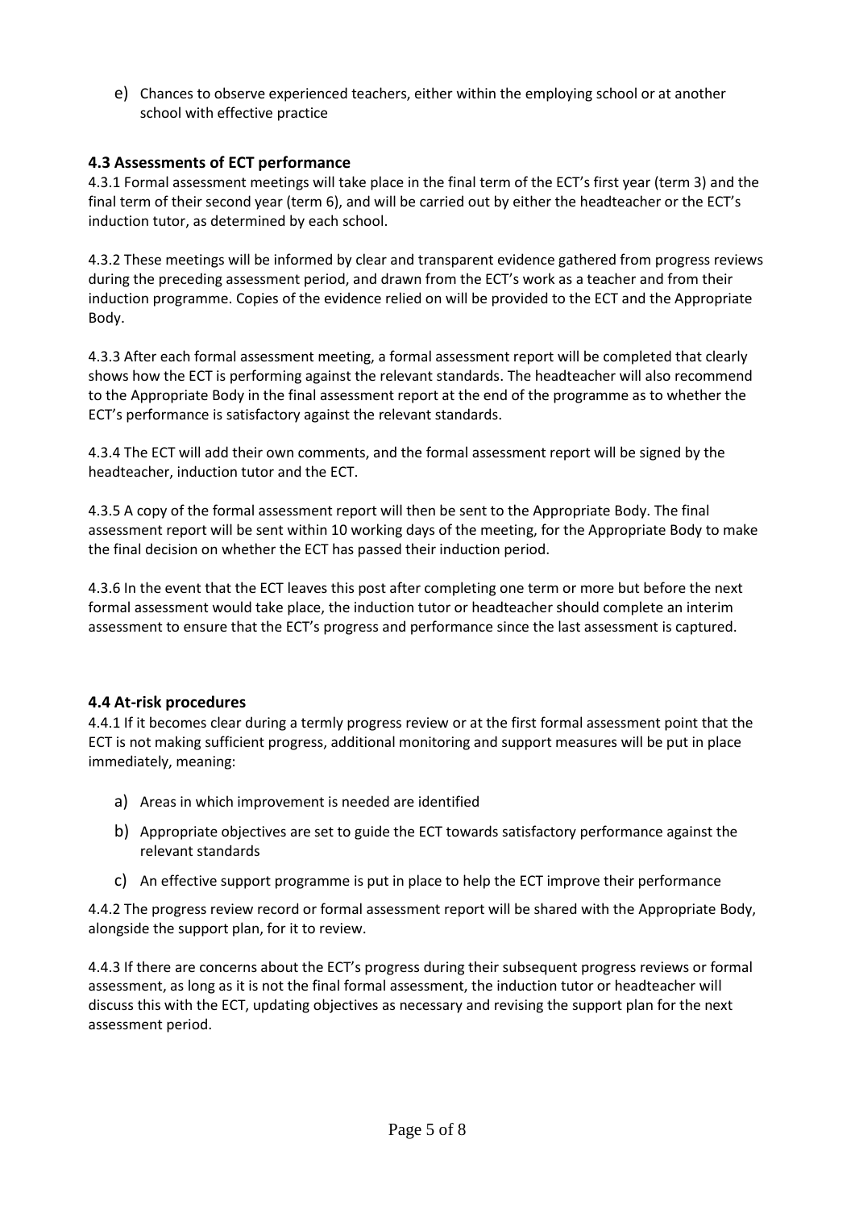e) Chances to observe experienced teachers, either within the employing school or at another school with effective practice

### 4.3 Assessments of ECT performance

4.3.1 Formal assessment meetings will take place in the final term of the ECT's first year (term 3) and the final term of their second year (term 6), and will be carried out by either the headteacher or the ECT's induction tutor, as determined by each school.

4.3.2 These meetings will be informed by clear and transparent evidence gathered from progress reviews during the preceding assessment period, and drawn from the ECT's work as a teacher and from their induction programme. Copies of the evidence relied on will be provided to the ECT and the Appropriate Body.

4.3.3 After each formal assessment meeting, a formal assessment report will be completed that clearly shows how the ECT is performing against the relevant standards. The headteacher will also recommend to the Appropriate Body in the final assessment report at the end of the programme as to whether the ECT's performance is satisfactory against the relevant standards.

4.3.4 The ECT will add their own comments, and the formal assessment report will be signed by the headteacher, induction tutor and the ECT.

4.3.5 A copy of the formal assessment report will then be sent to the Appropriate Body. The final assessment report will be sent within 10 working days of the meeting, for the Appropriate Body to make the final decision on whether the ECT has passed their induction period.

4.3.6 In the event that the ECT leaves this post after completing one term or more but before the next formal assessment would take place, the induction tutor or headteacher should complete an interim assessment to ensure that the ECT's progress and performance since the last assessment is captured.

### 4.4 At-risk procedures

4.4.1 If it becomes clear during a termly progress review or at the first formal assessment point that the ECT is not making sufficient progress, additional monitoring and support measures will be put in place immediately, meaning:

a) Areas in which improvement is needed are identified

b) Appropriate objectives are set to guide the ECT towards satisfactory performance against the relevant standards

c) An effective support programme is put in place to help the ECT improve their performance

4.4.2 The progress review record or formal assessment report will be shared with the Appropriate Body, alongside the support plan, for it to review.

4.4.3 If there are concerns about the ECT's progress during their subsequent progress reviews or formal assessment, as long as it is not the final formal assessment, the induction tutor or headteacher will discuss this with the ECT, updating objectives as necessary and revising the support plan for the next assessment period.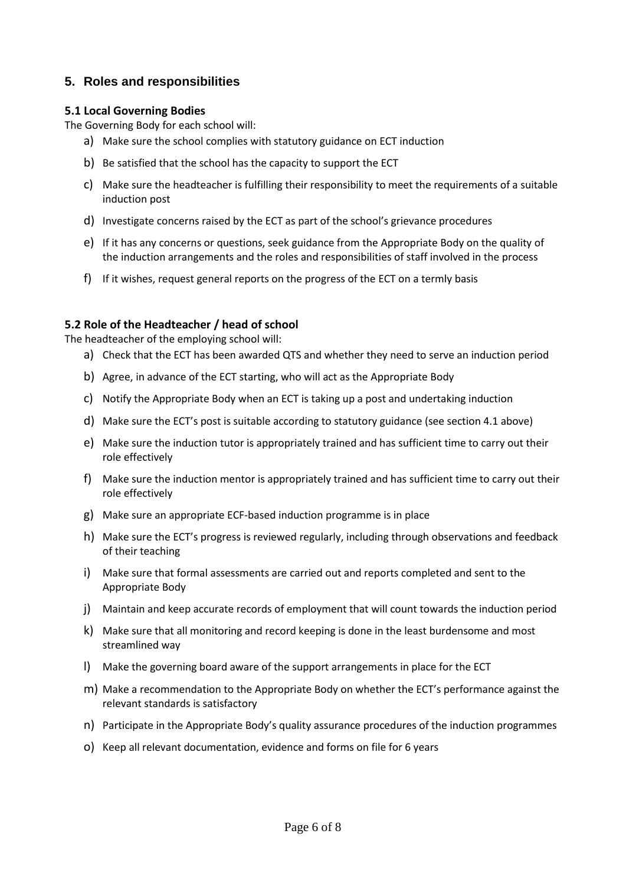## 5. Roles and responsibilities

### 5.1 Local Governing Bodies

The Governing Body for each school will:

a) Make sure the school complies with statutory guidance on ECT induction

b) Be satisfied that the school has the capacity to support the ECT

c) Make sure the headteacher is fulfilling their responsibility to meet the requirements of a suitable induction post

d) Investigate concerns raised by the ECT as part of the school's grievance procedures

e) If it has any concerns or questions, seek guidance from the Appropriate Body on the quality of the induction arrangements and the roles and responsibilities of staff involved in the process

f) If it wishes, request general reports on the progress of the ECT on a termly basis

### 5.2 Role of the Headteacher / head of school

The headteacher of the employing school will:

a) Check that the ECT has been awarded QTS and whether they need to serve an induction period

b) Agree, in advance of the ECT starting, who will act as the Appropriate Body

c) Notify the Appropriate Body when an ECT is taking up a post and undertaking induction

d) Make sure the ECT's post is suitable according to statutory guidance (see section 4.1 above)

e) Make sure the induction tutor is appropriately trained and has sufficient time to carry out their role effectively

f) Make sure the induction mentor is appropriately trained and has sufficient time to carry out their role effectively

g) Make sure an appropriate ECF-based induction programme is in place

h) Make sure the ECT's progress is reviewed regularly, including through observations and feedback of their teaching

i) Make sure that formal assessments are carried out and reports completed and sent to the Appropriate Body

j) Maintain and keep accurate records of employment that will count towards the induction period

k) Make sure that all monitoring and record keeping is done in the least burdensome and most streamlined way

l) Make the governing board aware of the support arrangements in place for the ECT

m) Make a recommendation to the Appropriate Body on whether the ECT's performance against the relevant standards is satisfactory

n) Participate in the Appropriate Body's quality assurance procedures of the induction programmes

o) Keep all relevant documentation, evidence and forms on file for 6 years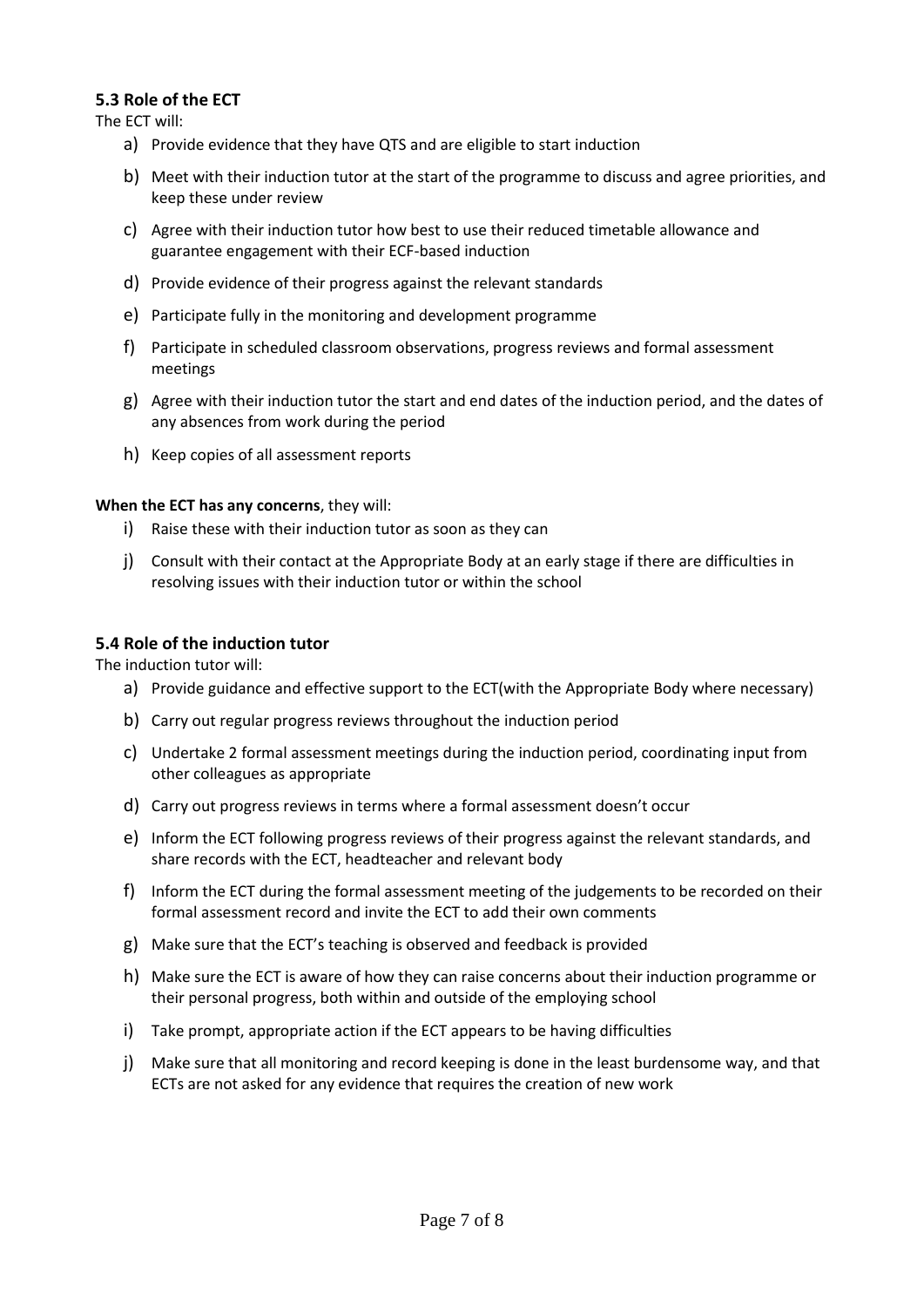### 5.3 Role of the ECT

The ECT will:

a) Provide evidence that they have QTS and are eligible to start induction

b) Meet with their induction tutor at the start of the programme to discuss and agree priorities, and keep these under review

c) Agree with their induction tutor how best to use their reduced timetable allowance and guarantee engagement with their ECF-based induction

d) Provide evidence of their progress against the relevant standards

e) Participate fully in the monitoring and development programme

f) Participate in scheduled classroom observations, progress reviews and formal assessment meetings

g) Agree with their induction tutor the start and end dates of the induction period, and the dates of any absences from work during the period

h) Keep copies of all assessment reports

**When the ECT has any concerns**, they will:

i) Raise these with their induction tutor as soon as they can

j) Consult with their contact at the Appropriate Body at an early stage if there are difficulties in resolving issues with their induction tutor or within the school

### 5.4 Role of the induction tutor

The induction tutor will:

a) Provide guidance and effective support to the ECT(with the Appropriate Body where necessary)

b) Carry out regular progress reviews throughout the induction period

c) Undertake 2 formal assessment meetings during the induction period, coordinating input from other colleagues as appropriate

d) Carry out progress reviews in terms where a formal assessment doesn't occur

e) Inform the ECT following progress reviews of their progress against the relevant standards, and share records with the ECT, headteacher and relevant body

f) Inform the ECT during the formal assessment meeting of the judgements to be recorded on their formal assessment record and invite the ECT to add their own comments

g) Make sure that the ECT's teaching is observed and feedback is provided

h) Make sure the ECT is aware of how they can raise concerns about their induction programme or their personal progress, both within and outside of the employing school

i) Take prompt, appropriate action if the ECT appears to be having difficulties

j) Make sure that all monitoring and record keeping is done in the least burdensome way, and that ECTs are not asked for any evidence that requires the creation of new work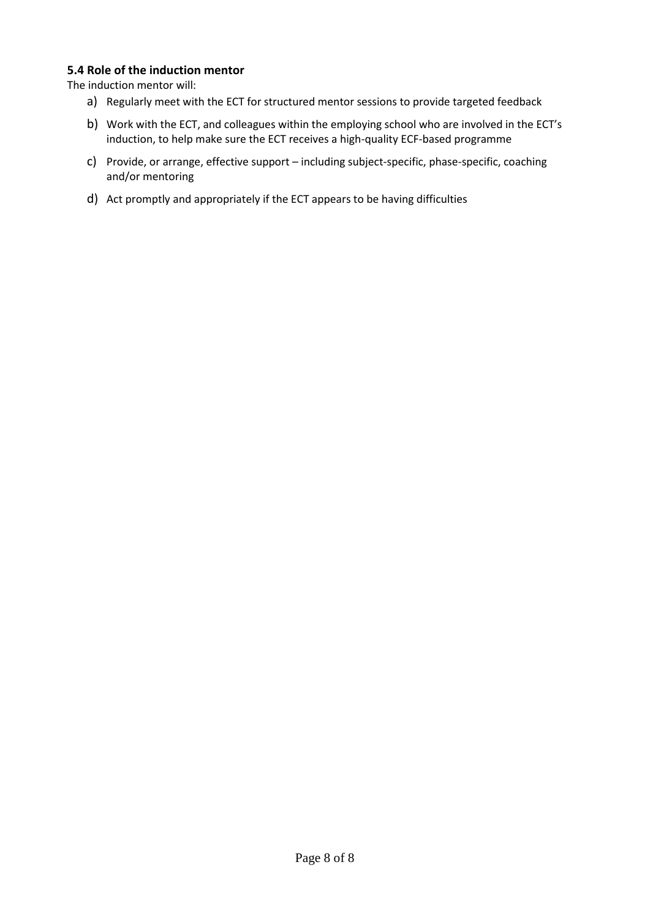### 5.4 Role of the induction mentor

The induction mentor will:

a) Regularly meet with the ECT for structured mentor sessions to provide targeted feedback

b) Work with the ECT, and colleagues within the employing school who are involved in the ECT's induction, to help make sure the ECT receives a high-quality ECF-based programme

c) Provide, or arrange, effective support – including subject-specific, phase-specific, coaching and/or mentoring

d) Act promptly and appropriately if the ECT appears to be having difficulties